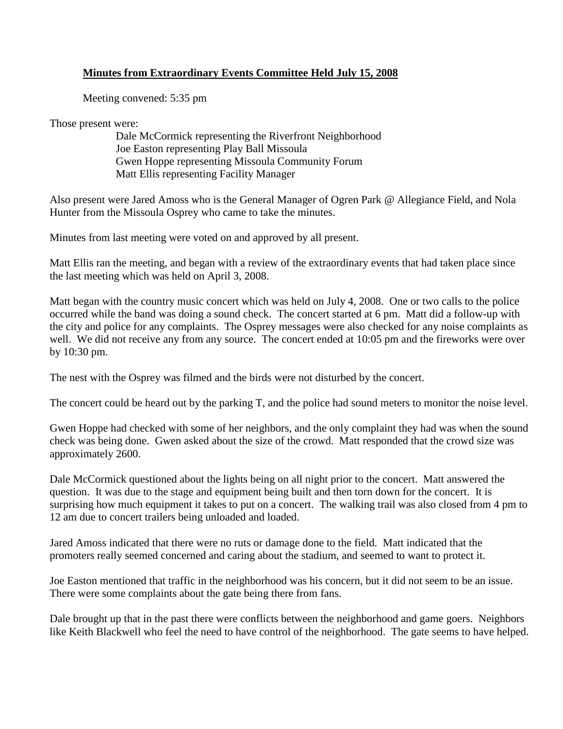**Minutes from Extraordinary Events Committee Held July 15, 2008**

Meeting convened: 5:35 pm

Those present were:

Dale McCormick representing the Riverfront Neighborhood
Joe Easton representing Play Ball Missoula
Gwen Hoppe representing Missoula Community Forum
Matt Ellis representing Facility Manager

Also present were Jared Amoss who is the General Manager of Ogren Park @ Allegiance Field, and Nola Hunter from the Missoula Osprey who came to take the minutes.

Minutes from last meeting were voted on and approved by all present.

Matt Ellis ran the meeting, and began with a review of the extraordinary events that had taken place since the last meeting which was held on April 3, 2008.

Matt began with the country music concert which was held on July 4, 2008. One or two calls to the police occurred while the band was doing a sound check. The concert started at 6 pm. Matt did a follow-up with the city and police for any complaints. The Osprey messages were also checked for any noise complaints as well. We did not receive any from any source. The concert ended at 10:05 pm and the fireworks were over by 10:30 pm.

The nest with the Osprey was filmed and the birds were not disturbed by the concert.

The concert could be heard out by the parking T, and the police had sound meters to monitor the noise level.

Gwen Hoppe had checked with some of her neighbors, and the only complaint they had was when the sound check was being done. Gwen asked about the size of the crowd. Matt responded that the crowd size was approximately 2600.

Dale McCormick questioned about the lights being on all night prior to the concert. Matt answered the question. It was due to the stage and equipment being built and then torn down for the concert. It is surprising how much equipment it takes to put on a concert. The walking trail was also closed from 4 pm to 12 am due to concert trailers being unloaded and loaded.

Jared Amoss indicated that there were no ruts or damage done to the field. Matt indicated that the promoters really seemed concerned and caring about the stadium, and seemed to want to protect it.

Joe Easton mentioned that traffic in the neighborhood was his concern, but it did not seem to be an issue. There were some complaints about the gate being there from fans.

Dale brought up that in the past there were conflicts between the neighborhood and game goers. Neighbors like Keith Blackwell who feel the need to have control of the neighborhood. The gate seems to have helped.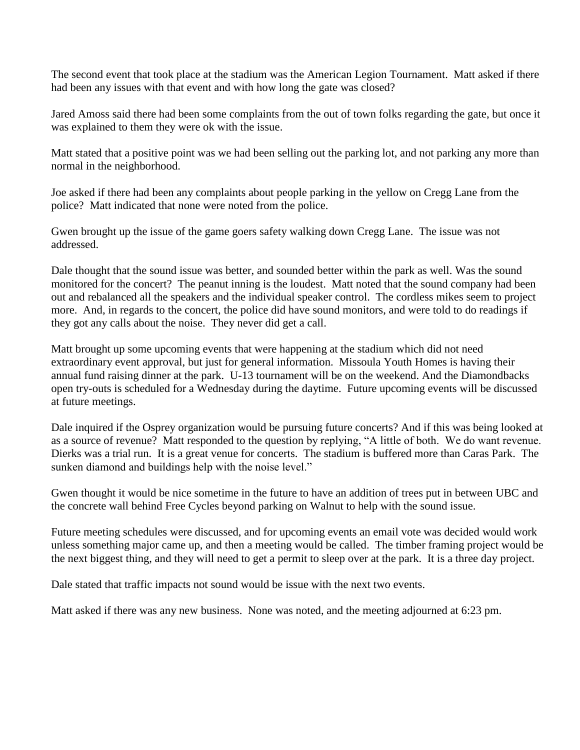The second event that took place at the stadium was the American Legion Tournament. Matt asked if there had been any issues with that event and with how long the gate was closed?

Jared Amoss said there had been some complaints from the out of town folks regarding the gate, but once it was explained to them they were ok with the issue.

Matt stated that a positive point was we had been selling out the parking lot, and not parking any more than normal in the neighborhood.

Joe asked if there had been any complaints about people parking in the yellow on Cregg Lane from the police? Matt indicated that none were noted from the police.

Gwen brought up the issue of the game goers safety walking down Cregg Lane. The issue was not addressed.

Dale thought that the sound issue was better, and sounded better within the park as well. Was the sound monitored for the concert? The peanut inning is the loudest. Matt noted that the sound company had been out and rebalanced all the speakers and the individual speaker control. The cordless mikes seem to project more. And, in regards to the concert, the police did have sound monitors, and were told to do readings if they got any calls about the noise. They never did get a call.

Matt brought up some upcoming events that were happening at the stadium which did not need extraordinary event approval, but just for general information. Missoula Youth Homes is having their annual fund raising dinner at the park. U-13 tournament will be on the weekend. And the Diamondbacks open try-outs is scheduled for a Wednesday during the daytime. Future upcoming events will be discussed at future meetings.

Dale inquired if the Osprey organization would be pursuing future concerts? And if this was being looked at as a source of revenue? Matt responded to the question by replying, "A little of both. We do want revenue. Dierks was a trial run. It is a great venue for concerts. The stadium is buffered more than Caras Park. The sunken diamond and buildings help with the noise level."

Gwen thought it would be nice sometime in the future to have an addition of trees put in between UBC and the concrete wall behind Free Cycles beyond parking on Walnut to help with the sound issue.

Future meeting schedules were discussed, and for upcoming events an email vote was decided would work unless something major came up, and then a meeting would be called. The timber framing project would be the next biggest thing, and they will need to get a permit to sleep over at the park. It is a three day project.

Dale stated that traffic impacts not sound would be issue with the next two events.

Matt asked if there was any new business. None was noted, and the meeting adjourned at 6:23 pm.